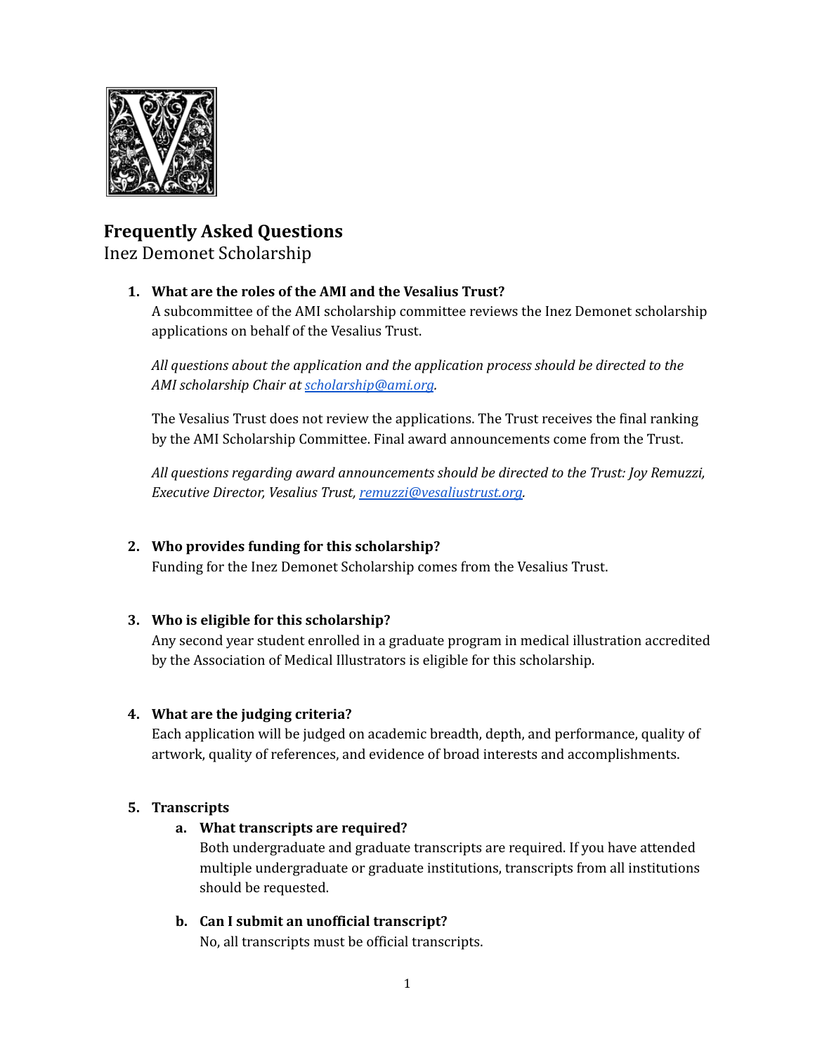# Frequently Asked Questions

Inez Demonet Scholarship

1. **What are the roles of the AMI and the Vesalius Trust?**

   A subcommittee of the AMI scholarship committee reviews the Inez Demonet scholarship applications on behalf of the Vesalius Trust.

   *All questions about the application and the application process should be directed to the AMI scholarship Chair at scholarship@ami.org.*

   The Vesalius Trust does not review the applications. The Trust receives the final ranking by the AMI Scholarship Committee. Final award announcements come from the Trust.

   *All questions regarding award announcements should be directed to the Trust: Joy Remuzzi, Executive Director, Vesalius Trust, remuzzi@vesaliustrust.org.*

2. **Who provides funding for this scholarship?**

   Funding for the Inez Demonet Scholarship comes from the Vesalius Trust.

3. **Who is eligible for this scholarship?**

   Any second year student enrolled in a graduate program in medical illustration accredited by the Association of Medical Illustrators is eligible for this scholarship.

4. **What are the judging criteria?**

   Each application will be judged on academic breadth, depth, and performance, quality of artwork, quality of references, and evidence of broad interests and accomplishments.

5. **Transcripts**

   a. **What transcripts are required?**

      Both undergraduate and graduate transcripts are required. If you have attended multiple undergraduate or graduate institutions, transcripts from all institutions should be requested.

   b. **Can I submit an unofficial transcript?**

      No, all transcripts must be official transcripts.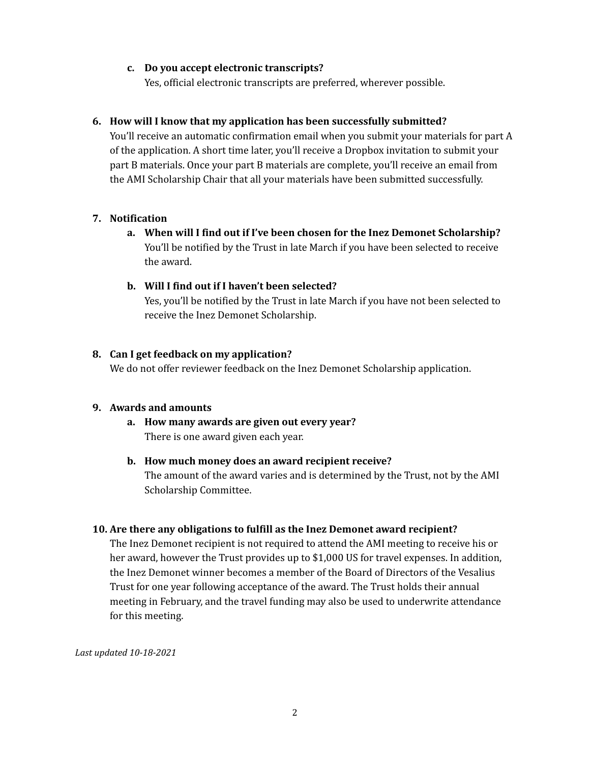c. **Do you accept electronic transcripts?**
   Yes, official electronic transcripts are preferred, wherever possible.

6. **How will I know that my application has been successfully submitted?**
   You'll receive an automatic confirmation email when you submit your materials for part A of the application. A short time later, you'll receive a Dropbox invitation to submit your part B materials. Once your part B materials are complete, you'll receive an email from the AMI Scholarship Chair that all your materials have been submitted successfully.

7. **Notification**
   a. **When will I find out if I've been chosen for the Inez Demonet Scholarship?**
      You'll be notified by the Trust in late March if you have been selected to receive the award.

   b. **Will I find out if I haven't been selected?**
      Yes, you'll be notified by the Trust in late March if you have not been selected to receive the Inez Demonet Scholarship.

8. **Can I get feedback on my application?**
   We do not offer reviewer feedback on the Inez Demonet Scholarship application.

9. **Awards and amounts**
   a. **How many awards are given out every year?**
      There is one award given each year.

   b. **How much money does an award recipient receive?**
      The amount of the award varies and is determined by the Trust, not by the AMI Scholarship Committee.

10. **Are there any obligations to fulfill as the Inez Demonet award recipient?**
    The Inez Demonet recipient is not required to attend the AMI meeting to receive his or her award, however the Trust provides up to $1,000 US for travel expenses. In addition, the Inez Demonet winner becomes a member of the Board of Directors of the Vesalius Trust for one year following acceptance of the award. The Trust holds their annual meeting in February, and the travel funding may also be used to underwrite attendance for this meeting.

*Last updated 10-18-2021*